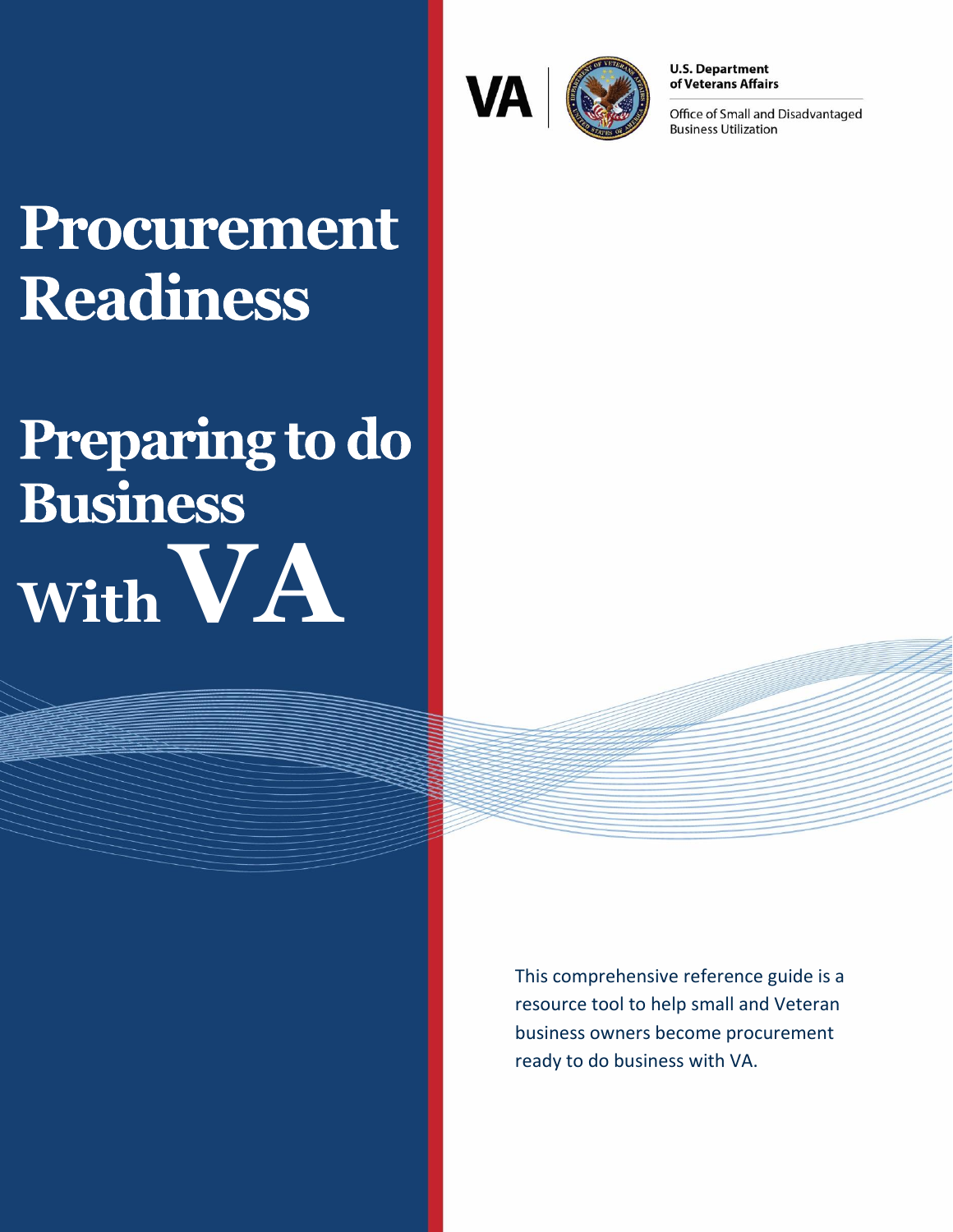VA | U.S. Department of Veterans Affairs

Office of Small and Disadvantaged Business Utilization

# Procurement Readiness

# Preparing to do Business With VA

This comprehensive reference guide is a resource tool to help small and Veteran business owners become procurement ready to do business with VA.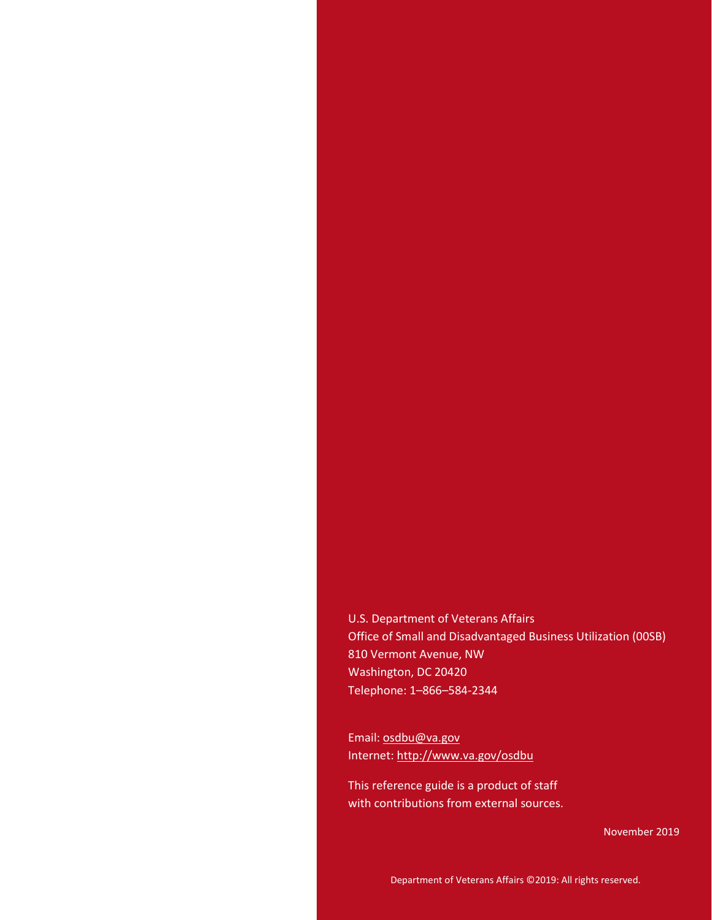U.S. Department of Veterans Affairs
Office of Small and Disadvantaged Business Utilization (00SB)
810 Vermont Avenue, NW
Washington, DC 20420
Telephone: 1–866–584-2344

Email: osdbu@va.gov
Internet: http://www.va.gov/osdbu

This reference guide is a product of staff
with contributions from external sources.

November 2019

Department of Veterans Affairs ©2019: All rights reserved.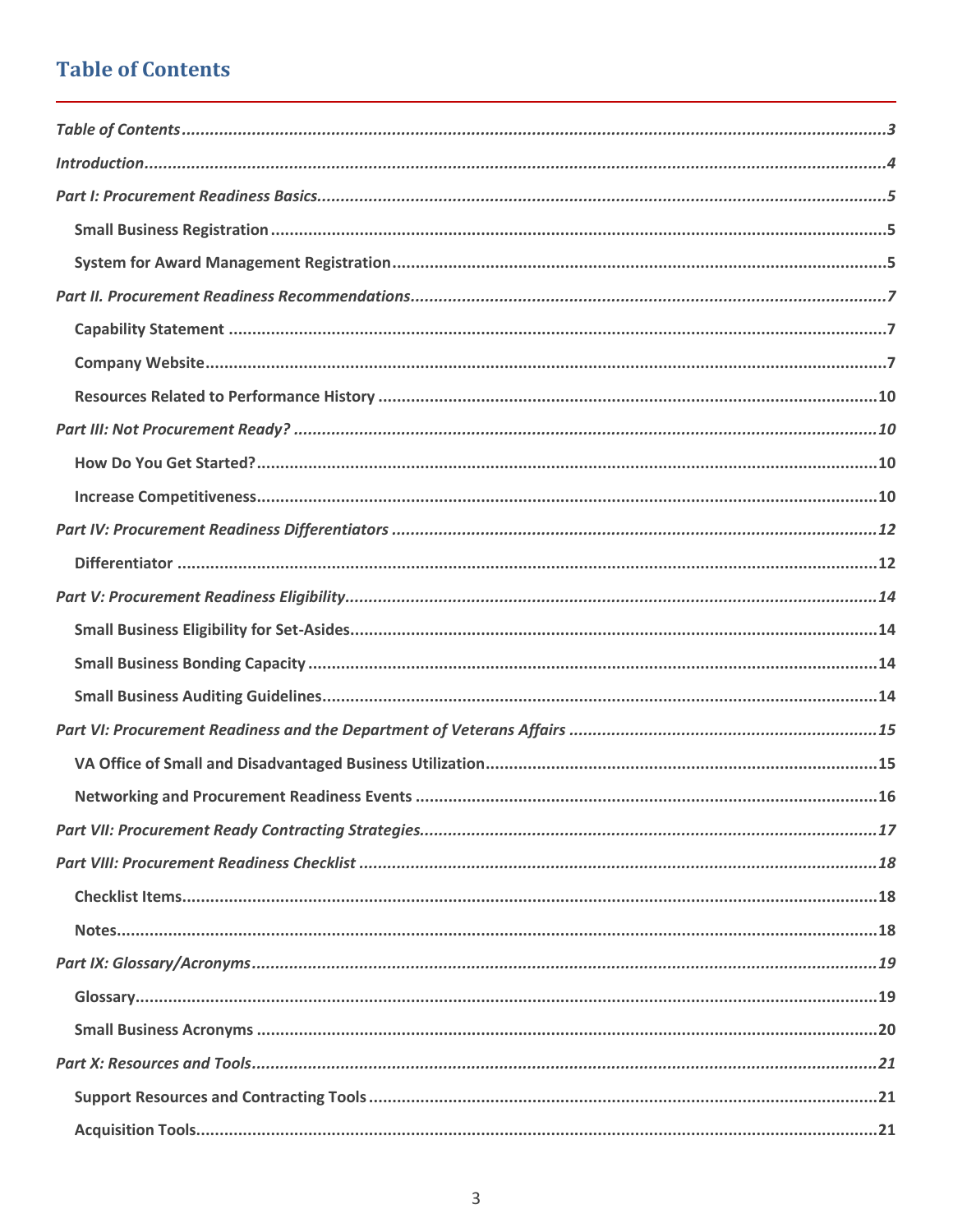# Table of Contents

*Table of Contents* ........ 3

*Introduction* ........ 4

*Part I: Procurement Readiness Basics* ........ 5

- **Small Business Registration** ........ 5
- **System for Award Management Registration** ........ 5

*Part II. Procurement Readiness Recommendations* ........ 7

- **Capability Statement** ........ 7
- **Company Website** ........ 7
- **Resources Related to Performance History** ........ 10

*Part III: Not Procurement Ready?* ........ 10

- **How Do You Get Started?** ........ 10
- **Increase Competitiveness** ........ 10

*Part IV: Procurement Readiness Differentiators* ........ 12

- **Differentiator** ........ 12

*Part V: Procurement Readiness Eligibility* ........ 14

- **Small Business Eligibility for Set-Asides** ........ 14
- **Small Business Bonding Capacity** ........ 14
- **Small Business Auditing Guidelines** ........ 14

*Part VI: Procurement Readiness and the Department of Veterans Affairs* ........ 15

- **VA Office of Small and Disadvantaged Business Utilization** ........ 15
- **Networking and Procurement Readiness Events** ........ 16

*Part VII: Procurement Ready Contracting Strategies* ........ 17

*Part VIII: Procurement Readiness Checklist* ........ 18

- **Checklist Items** ........ 18
- **Notes** ........ 18

*Part IX: Glossary/Acronyms* ........ 19

- **Glossary** ........ 19
- **Small Business Acronyms** ........ 20

*Part X: Resources and Tools* ........ 21

- **Support Resources and Contracting Tools** ........ 21
- **Acquisition Tools** ........ 21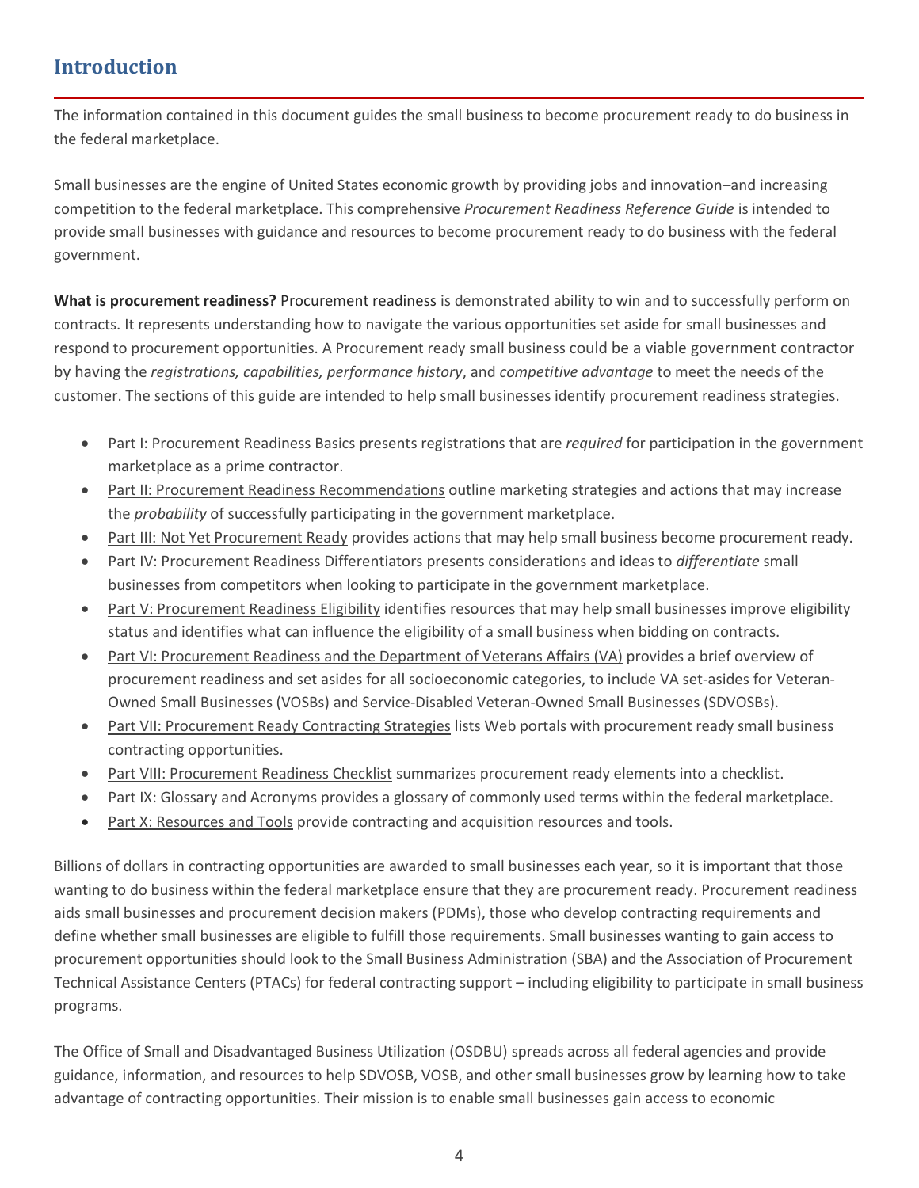## Introduction

The information contained in this document guides the small business to become procurement ready to do business in the federal marketplace.

Small businesses are the engine of United States economic growth by providing jobs and innovation–and increasing competition to the federal marketplace. This comprehensive *Procurement Readiness Reference Guide* is intended to provide small businesses with guidance and resources to become procurement ready to do business with the federal government.

**What is procurement readiness?** Procurement readiness is demonstrated ability to win and to successfully perform on contracts. It represents understanding how to navigate the various opportunities set aside for small businesses and respond to procurement opportunities. A Procurement ready small business could be a viable government contractor by having the *registrations, capabilities, performance history*, and *competitive advantage* to meet the needs of the customer. The sections of this guide are intended to help small businesses identify procurement readiness strategies.

- Part I: Procurement Readiness Basics presents registrations that are *required* for participation in the government marketplace as a prime contractor.
- Part II: Procurement Readiness Recommendations outline marketing strategies and actions that may increase the *probability* of successfully participating in the government marketplace.
- Part III: Not Yet Procurement Ready provides actions that may help small business become procurement ready.
- Part IV: Procurement Readiness Differentiators presents considerations and ideas to *differentiate* small businesses from competitors when looking to participate in the government marketplace.
- Part V: Procurement Readiness Eligibility identifies resources that may help small businesses improve eligibility status and identifies what can influence the eligibility of a small business when bidding on contracts.
- Part VI: Procurement Readiness and the Department of Veterans Affairs (VA) provides a brief overview of procurement readiness and set asides for all socioeconomic categories, to include VA set-asides for Veteran-Owned Small Businesses (VOSBs) and Service-Disabled Veteran-Owned Small Businesses (SDVOSBs).
- Part VII: Procurement Ready Contracting Strategies lists Web portals with procurement ready small business contracting opportunities.
- Part VIII: Procurement Readiness Checklist summarizes procurement ready elements into a checklist.
- Part IX: Glossary and Acronyms provides a glossary of commonly used terms within the federal marketplace.
- Part X: Resources and Tools provide contracting and acquisition resources and tools.

Billions of dollars in contracting opportunities are awarded to small businesses each year, so it is important that those wanting to do business within the federal marketplace ensure that they are procurement ready. Procurement readiness aids small businesses and procurement decision makers (PDMs), those who develop contracting requirements and define whether small businesses are eligible to fulfill those requirements. Small businesses wanting to gain access to procurement opportunities should look to the Small Business Administration (SBA) and the Association of Procurement Technical Assistance Centers (PTACs) for federal contracting support – including eligibility to participate in small business programs.

The Office of Small and Disadvantaged Business Utilization (OSDBU) spreads across all federal agencies and provide guidance, information, and resources to help SDVOSB, VOSB, and other small businesses grow by learning how to take advantage of contracting opportunities. Their mission is to enable small businesses gain access to economic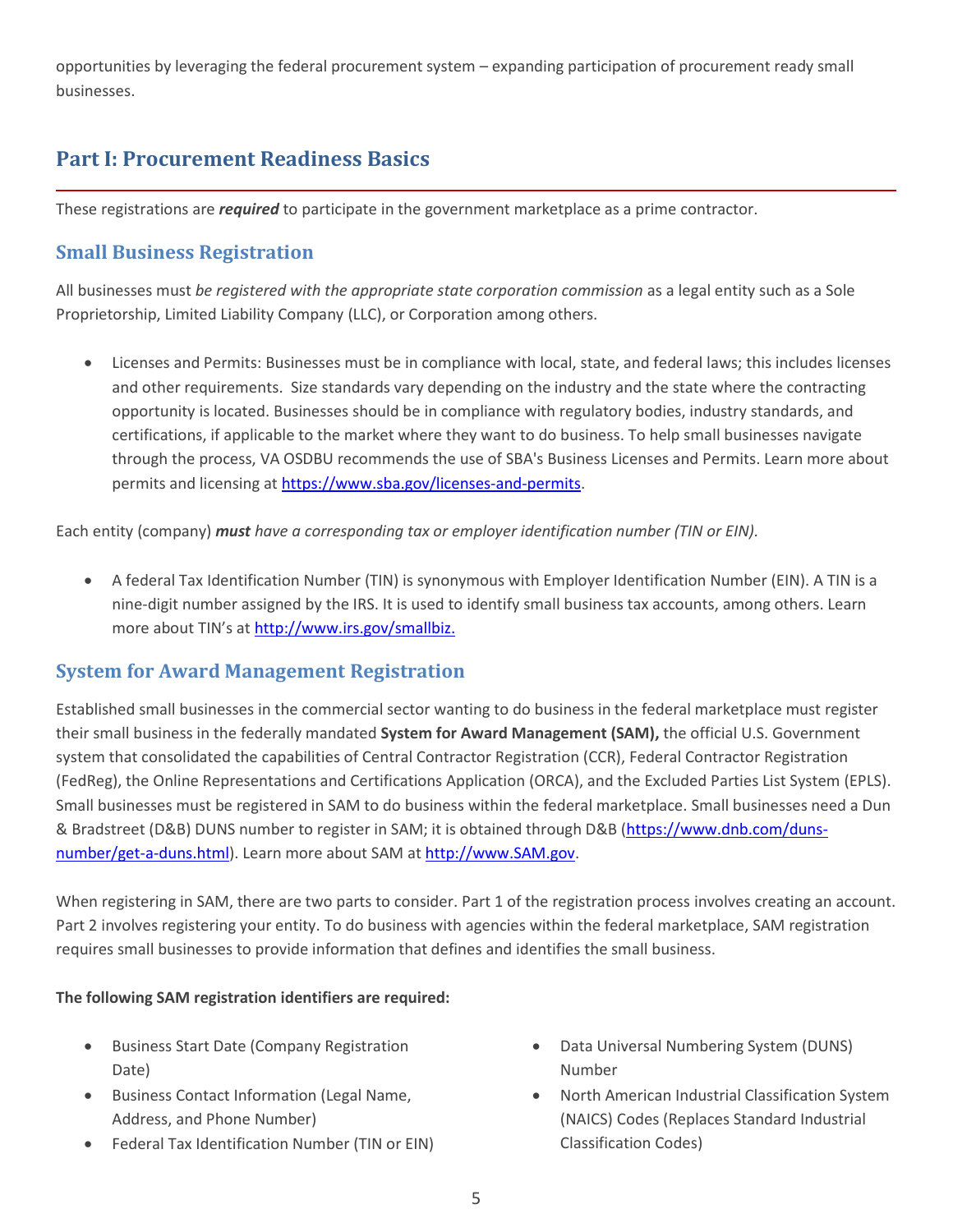opportunities by leveraging the federal procurement system – expanding participation of procurement ready small businesses.

## Part I: Procurement Readiness Basics

These registrations are ***required*** to participate in the government marketplace as a prime contractor.

### Small Business Registration

All businesses must *be registered with the appropriate state corporation commission* as a legal entity such as a Sole Proprietorship, Limited Liability Company (LLC), or Corporation among others.

- Licenses and Permits: Businesses must be in compliance with local, state, and federal laws; this includes licenses and other requirements. Size standards vary depending on the industry and the state where the contracting opportunity is located. Businesses should be in compliance with regulatory bodies, industry standards, and certifications, if applicable to the market where they want to do business. To help small businesses navigate through the process, VA OSDBU recommends the use of SBA's Business Licenses and Permits. Learn more about permits and licensing at https://www.sba.gov/licenses-and-permits.

Each entity (company) ***must*** *have a corresponding tax or employer identification number (TIN or EIN).*

- A federal Tax Identification Number (TIN) is synonymous with Employer Identification Number (EIN). A TIN is a nine-digit number assigned by the IRS. It is used to identify small business tax accounts, among others. Learn more about TIN's at http://www.irs.gov/smallbiz.

### System for Award Management Registration

Established small businesses in the commercial sector wanting to do business in the federal marketplace must register their small business in the federally mandated **System for Award Management (SAM),** the official U.S. Government system that consolidated the capabilities of Central Contractor Registration (CCR), Federal Contractor Registration (FedReg), the Online Representations and Certifications Application (ORCA), and the Excluded Parties List System (EPLS). Small businesses must be registered in SAM to do business within the federal marketplace. Small businesses need a Dun & Bradstreet (D&B) DUNS number to register in SAM; it is obtained through D&B (https://www.dnb.com/duns-number/get-a-duns.html). Learn more about SAM at http://www.SAM.gov.

When registering in SAM, there are two parts to consider. Part 1 of the registration process involves creating an account. Part 2 involves registering your entity. To do business with agencies within the federal marketplace, SAM registration requires small businesses to provide information that defines and identifies the small business.

**The following SAM registration identifiers are required:**

- Business Start Date (Company Registration Date)
- Business Contact Information (Legal Name, Address, and Phone Number)
- Federal Tax Identification Number (TIN or EIN)
- Data Universal Numbering System (DUNS) Number
- North American Industrial Classification System (NAICS) Codes (Replaces Standard Industrial Classification Codes)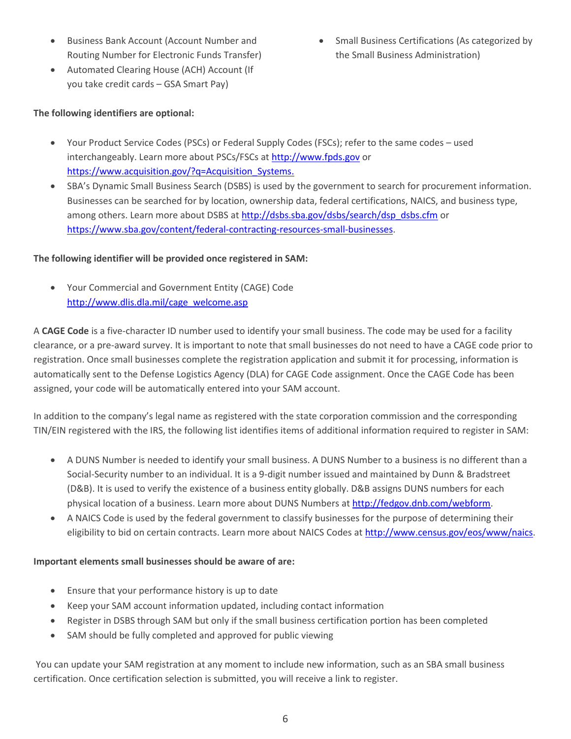- Business Bank Account (Account Number and Routing Number for Electronic Funds Transfer)
- Automated Clearing House (ACH) Account (If you take credit cards – GSA Smart Pay)
- Small Business Certifications (As categorized by the Small Business Administration)

**The following identifiers are optional:**

- Your Product Service Codes (PSCs) or Federal Supply Codes (FSCs); refer to the same codes – used interchangeably. Learn more about PSCs/FSCs at http://www.fpds.gov or https://www.acquisition.gov/?q=Acquisition_Systems.
- SBA's Dynamic Small Business Search (DSBS) is used by the government to search for procurement information. Businesses can be searched for by location, ownership data, federal certifications, NAICS, and business type, among others. Learn more about DSBS at http://dsbs.sba.gov/dsbs/search/dsp_dsbs.cfm or https://www.sba.gov/content/federal-contracting-resources-small-businesses.

**The following identifier will be provided once registered in SAM:**

- Your Commercial and Government Entity (CAGE) Code http://www.dlis.dla.mil/cage_welcome.asp

A **CAGE Code** is a five-character ID number used to identify your small business. The code may be used for a facility clearance, or a pre-award survey. It is important to note that small businesses do not need to have a CAGE code prior to registration. Once small businesses complete the registration application and submit it for processing, information is automatically sent to the Defense Logistics Agency (DLA) for CAGE Code assignment. Once the CAGE Code has been assigned, your code will be automatically entered into your SAM account.

In addition to the company's legal name as registered with the state corporation commission and the corresponding TIN/EIN registered with the IRS, the following list identifies items of additional information required to register in SAM:

- A DUNS Number is needed to identify your small business. A DUNS Number to a business is no different than a Social-Security number to an individual. It is a 9-digit number issued and maintained by Dunn & Bradstreet (D&B). It is used to verify the existence of a business entity globally. D&B assigns DUNS numbers for each physical location of a business. Learn more about DUNS Numbers at http://fedgov.dnb.com/webform.
- A NAICS Code is used by the federal government to classify businesses for the purpose of determining their eligibility to bid on certain contracts. Learn more about NAICS Codes at http://www.census.gov/eos/www/naics.

**Important elements small businesses should be aware of are:**

- Ensure that your performance history is up to date
- Keep your SAM account information updated, including contact information
- Register in DSBS through SAM but only if the small business certification portion has been completed
- SAM should be fully completed and approved for public viewing

You can update your SAM registration at any moment to include new information, such as an SBA small business certification. Once certification selection is submitted, you will receive a link to register.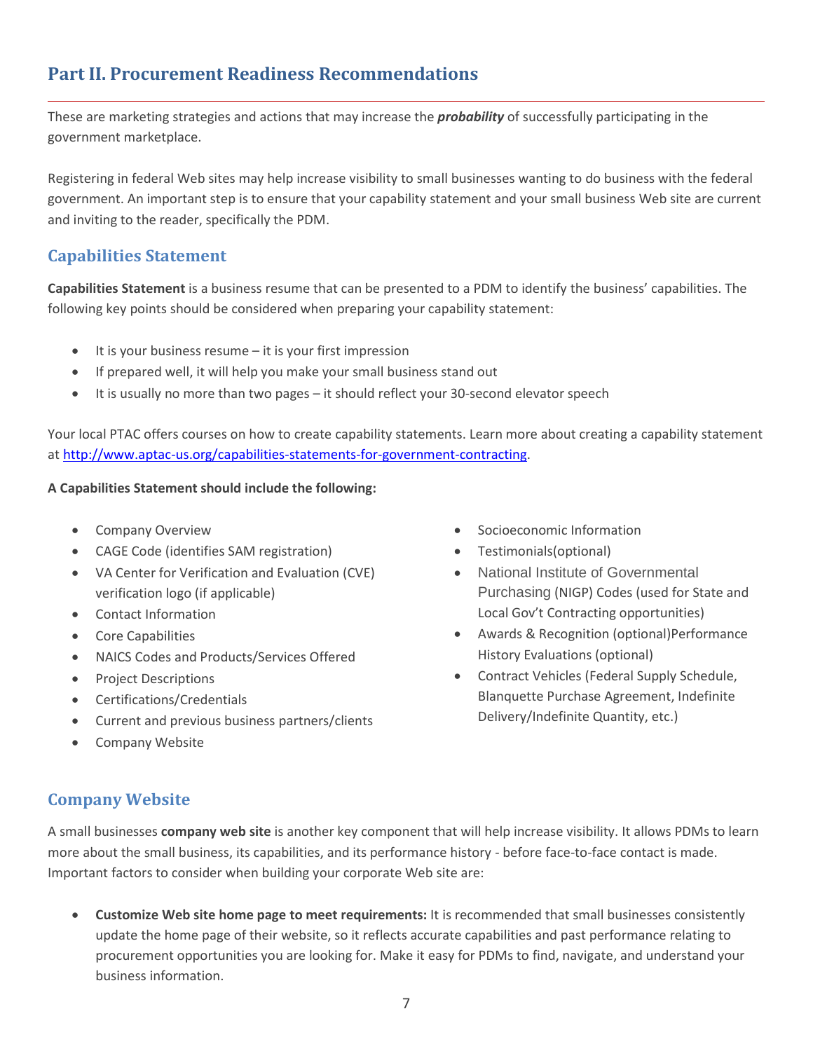## Part II. Procurement Readiness Recommendations

These are marketing strategies and actions that may increase the ***probability*** of successfully participating in the government marketplace.

Registering in federal Web sites may help increase visibility to small businesses wanting to do business with the federal government. An important step is to ensure that your capability statement and your small business Web site are current and inviting to the reader, specifically the PDM.

### Capabilities Statement

**Capabilities Statement** is a business resume that can be presented to a PDM to identify the business' capabilities. The following key points should be considered when preparing your capability statement:

- It is your business resume – it is your first impression
- If prepared well, it will help you make your small business stand out
- It is usually no more than two pages – it should reflect your 30-second elevator speech

Your local PTAC offers courses on how to create capability statements. Learn more about creating a capability statement at [http://www.aptac-us.org/capabilities-statements-for-government-contracting](http://www.aptac-us.org/capabilities-statements-for-government-contracting).

**A Capabilities Statement should include the following:**

- Company Overview
- CAGE Code (identifies SAM registration)
- VA Center for Verification and Evaluation (CVE) verification logo (if applicable)
- Contact Information
- Core Capabilities
- NAICS Codes and Products/Services Offered
- Project Descriptions
- Certifications/Credentials
- Current and previous business partners/clients
- Company Website
- Socioeconomic Information
- Testimonials(optional)
- National Institute of Governmental Purchasing (NIGP) Codes (used for State and Local Gov't Contracting opportunities)
- Awards & Recognition (optional)Performance History Evaluations (optional)
- Contract Vehicles (Federal Supply Schedule, Blanquette Purchase Agreement, Indefinite Delivery/Indefinite Quantity, etc.)

### Company Website

A small businesses **company web site** is another key component that will help increase visibility. It allows PDMs to learn more about the small business, its capabilities, and its performance history - before face-to-face contact is made. Important factors to consider when building your corporate Web site are:

- **Customize Web site home page to meet requirements:** It is recommended that small businesses consistently update the home page of their website, so it reflects accurate capabilities and past performance relating to procurement opportunities you are looking for. Make it easy for PDMs to find, navigate, and understand your business information.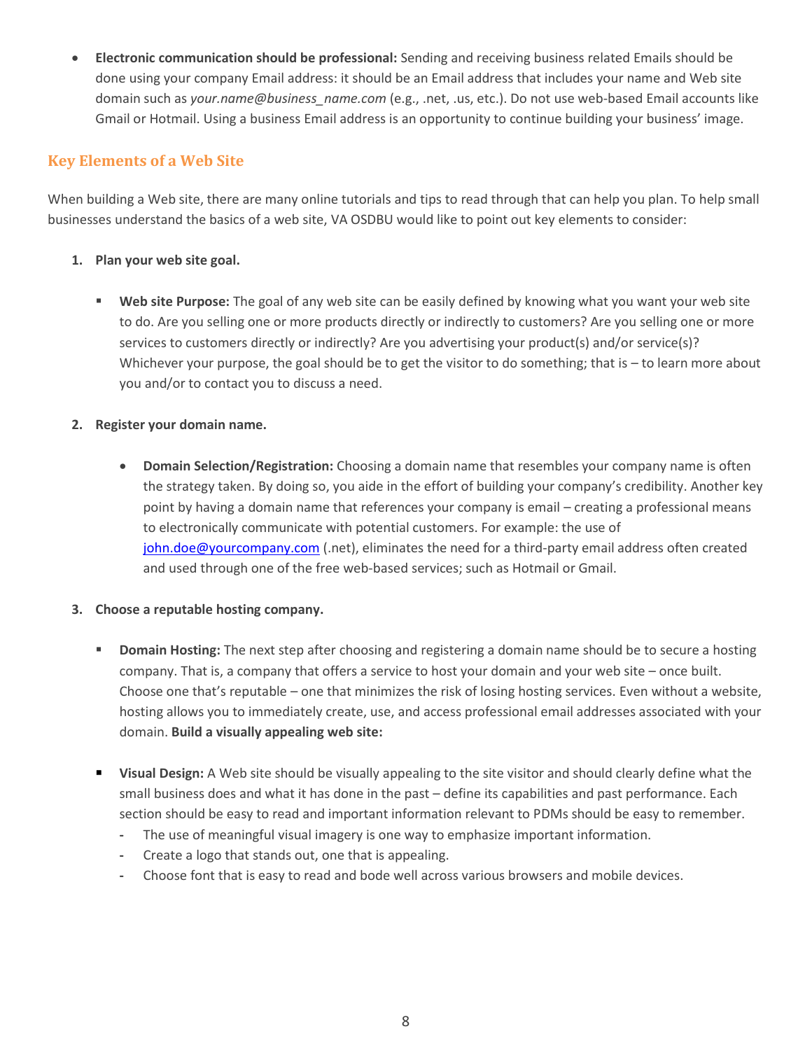- **Electronic communication should be professional:** Sending and receiving business related Emails should be done using your company Email address: it should be an Email address that includes your name and Web site domain such as *your.name@business_name.com* (e.g., .net, .us, etc.). Do not use web-based Email accounts like Gmail or Hotmail. Using a business Email address is an opportunity to continue building your business' image.

## Key Elements of a Web Site

When building a Web site, there are many online tutorials and tips to read through that can help you plan. To help small businesses understand the basics of a web site, VA OSDBU would like to point out key elements to consider:

1. **Plan your web site goal.**

   - **Web site Purpose:** The goal of any web site can be easily defined by knowing what you want your web site to do. Are you selling one or more products directly or indirectly to customers? Are you selling one or more services to customers directly or indirectly? Are you advertising your product(s) and/or service(s)? Whichever your purpose, the goal should be to get the visitor to do something; that is – to learn more about you and/or to contact you to discuss a need.

2. **Register your domain name.**

   - **Domain Selection/Registration:** Choosing a domain name that resembles your company name is often the strategy taken. By doing so, you aide in the effort of building your company's credibility. Another key point by having a domain name that references your company is email – creating a professional means to electronically communicate with potential customers. For example: the use of john.doe@yourcompany.com (.net), eliminates the need for a third-party email address often created and used through one of the free web-based services; such as Hotmail or Gmail.

3. **Choose a reputable hosting company.**

   - **Domain Hosting:** The next step after choosing and registering a domain name should be to secure a hosting company. That is, a company that offers a service to host your domain and your web site – once built. Choose one that's reputable – one that minimizes the risk of losing hosting services. Even without a website, hosting allows you to immediately create, use, and access professional email addresses associated with your domain. **Build a visually appealing web site:**

   - **Visual Design:** A Web site should be visually appealing to the site visitor and should clearly define what the small business does and what it has done in the past – define its capabilities and past performance. Each section should be easy to read and important information relevant to PDMs should be easy to remember.
     - The use of meaningful visual imagery is one way to emphasize important information.
     - Create a logo that stands out, one that is appealing.
     - Choose font that is easy to read and bode well across various browsers and mobile devices.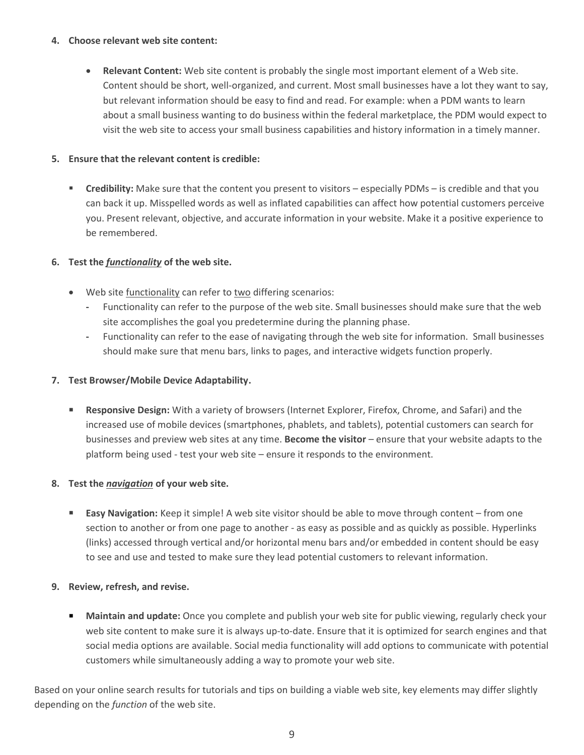4. **Choose relevant web site content:**

    - **Relevant Content:** Web site content is probably the single most important element of a Web site. Content should be short, well-organized, and current. Most small businesses have a lot they want to say, but relevant information should be easy to find and read. For example: when a PDM wants to learn about a small business wanting to do business within the federal marketplace, the PDM would expect to visit the web site to access your small business capabilities and history information in a timely manner.

5. **Ensure that the relevant content is credible:**

    - **Credibility:** Make sure that the content you present to visitors – especially PDMs – is credible and that you can back it up. Misspelled words as well as inflated capabilities can affect how potential customers perceive you. Present relevant, objective, and accurate information in your website. Make it a positive experience to be remembered.

6. **Test the *<u>functionality</u>* of the web site.**

    - Web site <u>functionality</u> can refer to <u>two</u> differing scenarios:
        - Functionality can refer to the purpose of the web site. Small businesses should make sure that the web site accomplishes the goal you predetermine during the planning phase.
        - Functionality can refer to the ease of navigating through the web site for information. Small businesses should make sure that menu bars, links to pages, and interactive widgets function properly.

7. **Test Browser/Mobile Device Adaptability.**

    - **Responsive Design:** With a variety of browsers (Internet Explorer, Firefox, Chrome, and Safari) and the increased use of mobile devices (smartphones, phablets, and tablets), potential customers can search for businesses and preview web sites at any time. **Become the visitor** – ensure that your website adapts to the platform being used - test your web site – ensure it responds to the environment.

8. **Test the *<u>navigation</u>* of your web site.**

    - **Easy Navigation:** Keep it simple! A web site visitor should be able to move through content – from one section to another or from one page to another - as easy as possible and as quickly as possible. Hyperlinks (links) accessed through vertical and/or horizontal menu bars and/or embedded in content should be easy to see and use and tested to make sure they lead potential customers to relevant information.

9. **Review, refresh, and revise.**

    - **Maintain and update:** Once you complete and publish your web site for public viewing, regularly check your web site content to make sure it is always up-to-date. Ensure that it is optimized for search engines and that social media options are available. Social media functionality will add options to communicate with potential customers while simultaneously adding a way to promote your web site.

Based on your online search results for tutorials and tips on building a viable web site, key elements may differ slightly depending on the *function* of the web site.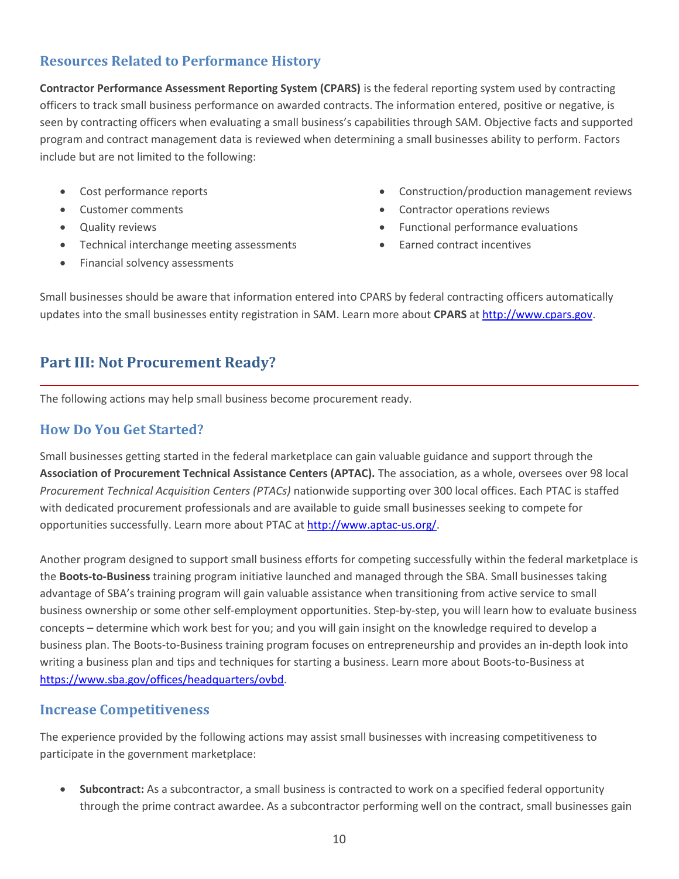## Resources Related to Performance History

**Contractor Performance Assessment Reporting System (CPARS)** is the federal reporting system used by contracting officers to track small business performance on awarded contracts. The information entered, positive or negative, is seen by contracting officers when evaluating a small business's capabilities through SAM. Objective facts and supported program and contract management data is reviewed when determining a small businesses ability to perform. Factors include but are not limited to the following:

- Cost performance reports
- Customer comments
- Quality reviews
- Technical interchange meeting assessments
- Financial solvency assessments
- Construction/production management reviews
- Contractor operations reviews
- Functional performance evaluations
- Earned contract incentives

Small businesses should be aware that information entered into CPARS by federal contracting officers automatically updates into the small businesses entity registration in SAM. Learn more about **CPARS** at http://www.cpars.gov.

# Part III: Not Procurement Ready?

The following actions may help small business become procurement ready.

## How Do You Get Started?

Small businesses getting started in the federal marketplace can gain valuable guidance and support through the **Association of Procurement Technical Assistance Centers (APTAC).** The association, as a whole, oversees over 98 local *Procurement Technical Acquisition Centers (PTACs)* nationwide supporting over 300 local offices. Each PTAC is staffed with dedicated procurement professionals and are available to guide small businesses seeking to compete for opportunities successfully. Learn more about PTAC at http://www.aptac-us.org/.

Another program designed to support small business efforts for competing successfully within the federal marketplace is the **Boots-to-Business** training program initiative launched and managed through the SBA. Small businesses taking advantage of SBA's training program will gain valuable assistance when transitioning from active service to small business ownership or some other self-employment opportunities. Step-by-step, you will learn how to evaluate business concepts – determine which work best for you; and you will gain insight on the knowledge required to develop a business plan. The Boots-to-Business training program focuses on entrepreneurship and provides an in-depth look into writing a business plan and tips and techniques for starting a business. Learn more about Boots-to-Business at https://www.sba.gov/offices/headquarters/ovbd.

## Increase Competitiveness

The experience provided by the following actions may assist small businesses with increasing competitiveness to participate in the government marketplace:

- **Subcontract:** As a subcontractor, a small business is contracted to work on a specified federal opportunity through the prime contract awardee. As a subcontractor performing well on the contract, small businesses gain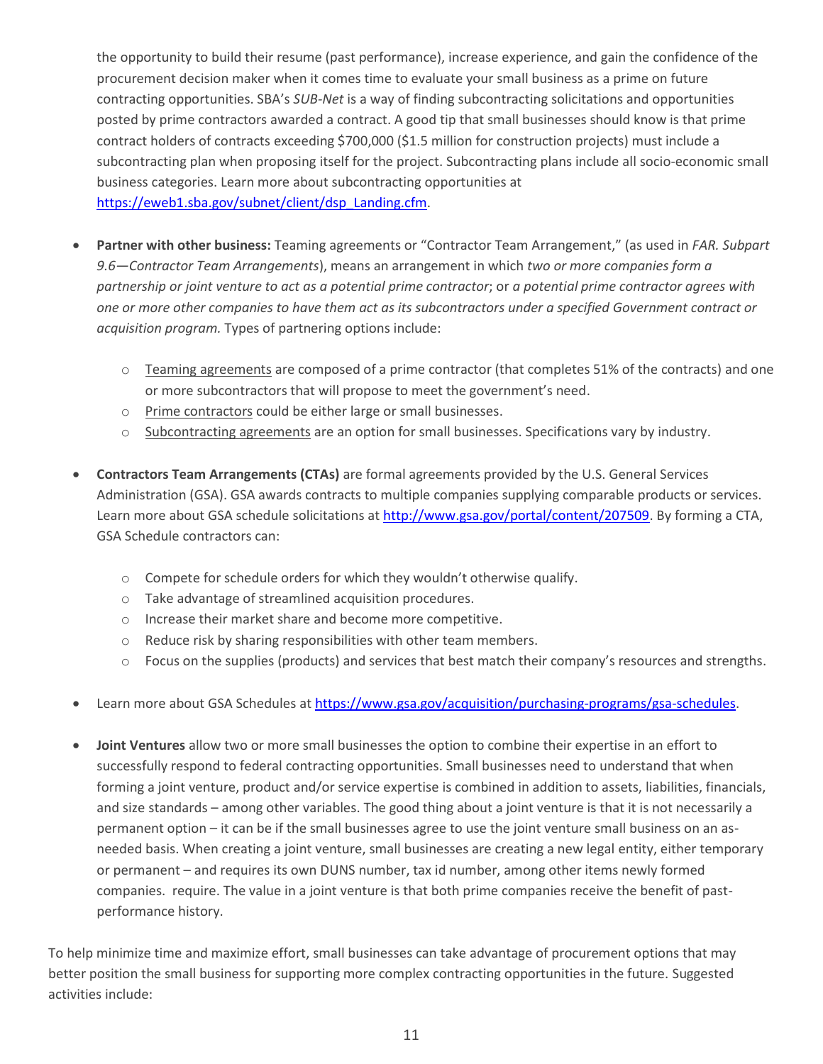the opportunity to build their resume (past performance), increase experience, and gain the confidence of the procurement decision maker when it comes time to evaluate your small business as a prime on future contracting opportunities. SBA's *SUB-Net* is a way of finding subcontracting solicitations and opportunities posted by prime contractors awarded a contract. A good tip that small businesses should know is that prime contract holders of contracts exceeding $700,000 ($1.5 million for construction projects) must include a subcontracting plan when proposing itself for the project. Subcontracting plans include all socio-economic small business categories. Learn more about subcontracting opportunities at [https://eweb1.sba.gov/subnet/client/dsp_Landing.cfm](https://eweb1.sba.gov/subnet/client/dsp_Landing.cfm).

- **Partner with other business:** Teaming agreements or "Contractor Team Arrangement," (as used in *FAR. Subpart 9.6—Contractor Team Arrangements*), means an arrangement in which *two or more companies form a partnership or joint venture to act as a potential prime contractor*; or *a potential prime contractor agrees with one or more other companies to have them act as its subcontractors under a specified Government contract or acquisition program.* Types of partnering options include:
    - Teaming agreements are composed of a prime contractor (that completes 51% of the contracts) and one or more subcontractors that will propose to meet the government's need.
    - Prime contractors could be either large or small businesses.
    - Subcontracting agreements are an option for small businesses. Specifications vary by industry.
- **Contractors Team Arrangements (CTAs)** are formal agreements provided by the U.S. General Services Administration (GSA). GSA awards contracts to multiple companies supplying comparable products or services. Learn more about GSA schedule solicitations at [http://www.gsa.gov/portal/content/207509](http://www.gsa.gov/portal/content/207509). By forming a CTA, GSA Schedule contractors can:
    - Compete for schedule orders for which they wouldn't otherwise qualify.
    - Take advantage of streamlined acquisition procedures.
    - Increase their market share and become more competitive.
    - Reduce risk by sharing responsibilities with other team members.
    - Focus on the supplies (products) and services that best match their company's resources and strengths.
- Learn more about GSA Schedules at [https://www.gsa.gov/acquisition/purchasing-programs/gsa-schedules](https://www.gsa.gov/acquisition/purchasing-programs/gsa-schedules).
- **Joint Ventures** allow two or more small businesses the option to combine their expertise in an effort to successfully respond to federal contracting opportunities. Small businesses need to understand that when forming a joint venture, product and/or service expertise is combined in addition to assets, liabilities, financials, and size standards – among other variables. The good thing about a joint venture is that it is not necessarily a permanent option – it can be if the small businesses agree to use the joint venture small business on an as-needed basis. When creating a joint venture, small businesses are creating a new legal entity, either temporary or permanent – and requires its own DUNS number, tax id number, among other items newly formed companies. require. The value in a joint venture is that both prime companies receive the benefit of past-performance history.

To help minimize time and maximize effort, small businesses can take advantage of procurement options that may better position the small business for supporting more complex contracting opportunities in the future. Suggested activities include: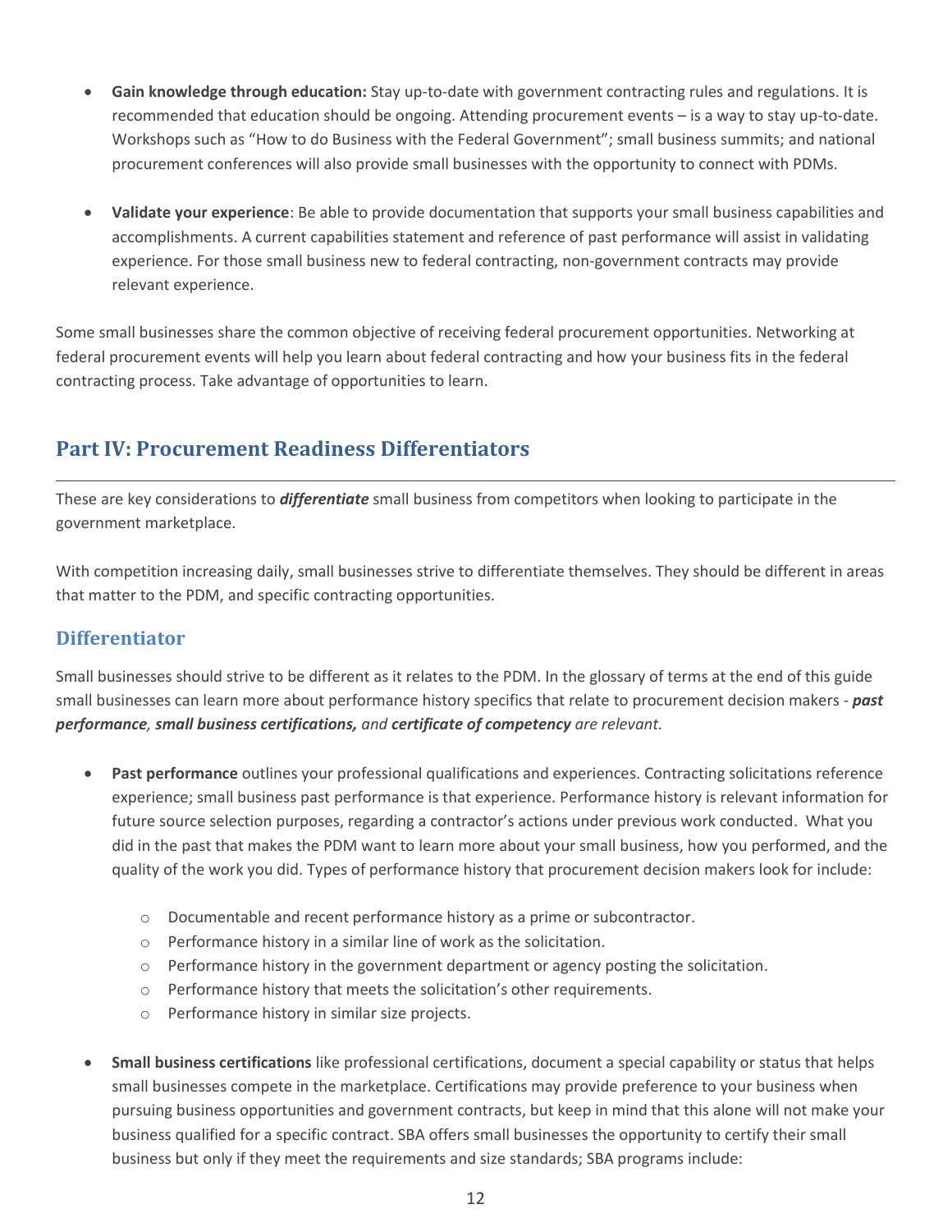- **Gain knowledge through education:** Stay up-to-date with government contracting rules and regulations. It is recommended that education should be ongoing. Attending procurement events – is a way to stay up-to-date. Workshops such as "How to do Business with the Federal Government"; small business summits; and national procurement conferences will also provide small businesses with the opportunity to connect with PDMs.

- **Validate your experience**: Be able to provide documentation that supports your small business capabilities and accomplishments. A current capabilities statement and reference of past performance will assist in validating experience. For those small business new to federal contracting, non-government contracts may provide relevant experience.

Some small businesses share the common objective of receiving federal procurement opportunities. Networking at federal procurement events will help you learn about federal contracting and how your business fits in the federal contracting process. Take advantage of opportunities to learn.

## Part IV: Procurement Readiness Differentiators

These are key considerations to ***differentiate*** small business from competitors when looking to participate in the government marketplace.

With competition increasing daily, small businesses strive to differentiate themselves. They should be different in areas that matter to the PDM, and specific contracting opportunities.

### Differentiator

Small businesses should strive to be different as it relates to the PDM. In the glossary of terms at the end of this guide small businesses can learn more about performance history specifics that relate to procurement decision makers - ***past performance**, **small business certifications,** and **certificate of competency** are relevant.*

- **Past performance** outlines your professional qualifications and experiences. Contracting solicitations reference experience; small business past performance is that experience. Performance history is relevant information for future source selection purposes, regarding a contractor's actions under previous work conducted. What you did in the past that makes the PDM want to learn more about your small business, how you performed, and the quality of the work you did. Types of performance history that procurement decision makers look for include:
    - Documentable and recent performance history as a prime or subcontractor.
    - Performance history in a similar line of work as the solicitation.
    - Performance history in the government department or agency posting the solicitation.
    - Performance history that meets the solicitation's other requirements.
    - Performance history in similar size projects.

- **Small business certifications** like professional certifications, document a special capability or status that helps small businesses compete in the marketplace. Certifications may provide preference to your business when pursuing business opportunities and government contracts, but keep in mind that this alone will not make your business qualified for a specific contract. SBA offers small businesses the opportunity to certify their small business but only if they meet the requirements and size standards; SBA programs include: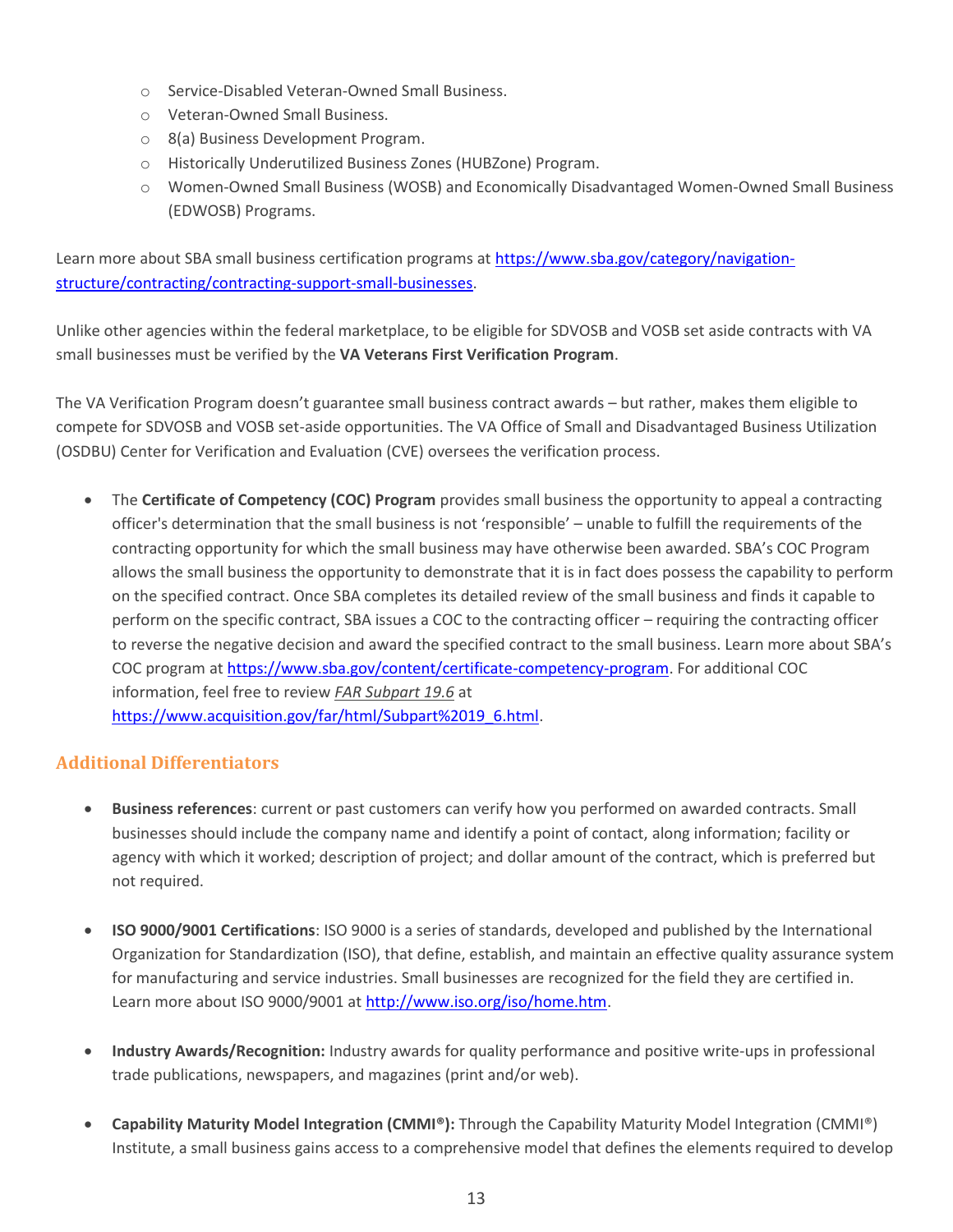- Service-Disabled Veteran-Owned Small Business.
  - Veteran-Owned Small Business.
  - 8(a) Business Development Program.
  - Historically Underutilized Business Zones (HUBZone) Program.
  - Women-Owned Small Business (WOSB) and Economically Disadvantaged Women-Owned Small Business (EDWOSB) Programs.

Learn more about SBA small business certification programs at [https://www.sba.gov/category/navigation-structure/contracting/contracting-support-small-businesses](https://www.sba.gov/category/navigation-structure/contracting/contracting-support-small-businesses).

Unlike other agencies within the federal marketplace, to be eligible for SDVOSB and VOSB set aside contracts with VA small businesses must be verified by the **VA Veterans First Verification Program**.

The VA Verification Program doesn't guarantee small business contract awards – but rather, makes them eligible to compete for SDVOSB and VOSB set-aside opportunities. The VA Office of Small and Disadvantaged Business Utilization (OSDBU) Center for Verification and Evaluation (CVE) oversees the verification process.

- The **Certificate of Competency (COC) Program** provides small business the opportunity to appeal a contracting officer's determination that the small business is not 'responsible' – unable to fulfill the requirements of the contracting opportunity for which the small business may have otherwise been awarded. SBA's COC Program allows the small business the opportunity to demonstrate that it is in fact does possess the capability to perform on the specified contract. Once SBA completes its detailed review of the small business and finds it capable to perform on the specific contract, SBA issues a COC to the contracting officer – requiring the contracting officer to reverse the negative decision and award the specified contract to the small business. Learn more about SBA's COC program at [https://www.sba.gov/content/certificate-competency-program](https://www.sba.gov/content/certificate-competency-program). For additional COC information, feel free to review *FAR Subpart 19.6* at [https://www.acquisition.gov/far/html/Subpart%2019_6.html](https://www.acquisition.gov/far/html/Subpart%2019_6.html).

## Additional Differentiators

- **Business references**: current or past customers can verify how you performed on awarded contracts. Small businesses should include the company name and identify a point of contact, along information; facility or agency with which it worked; description of project; and dollar amount of the contract, which is preferred but not required.

- **ISO 9000/9001 Certifications**: ISO 9000 is a series of standards, developed and published by the International Organization for Standardization (ISO), that define, establish, and maintain an effective quality assurance system for manufacturing and service industries. Small businesses are recognized for the field they are certified in. Learn more about ISO 9000/9001 at [http://www.iso.org/iso/home.htm](http://www.iso.org/iso/home.htm).

- **Industry Awards/Recognition:** Industry awards for quality performance and positive write-ups in professional trade publications, newspapers, and magazines (print and/or web).

- **Capability Maturity Model Integration (CMMI®):** Through the Capability Maturity Model Integration (CMMI®) Institute, a small business gains access to a comprehensive model that defines the elements required to develop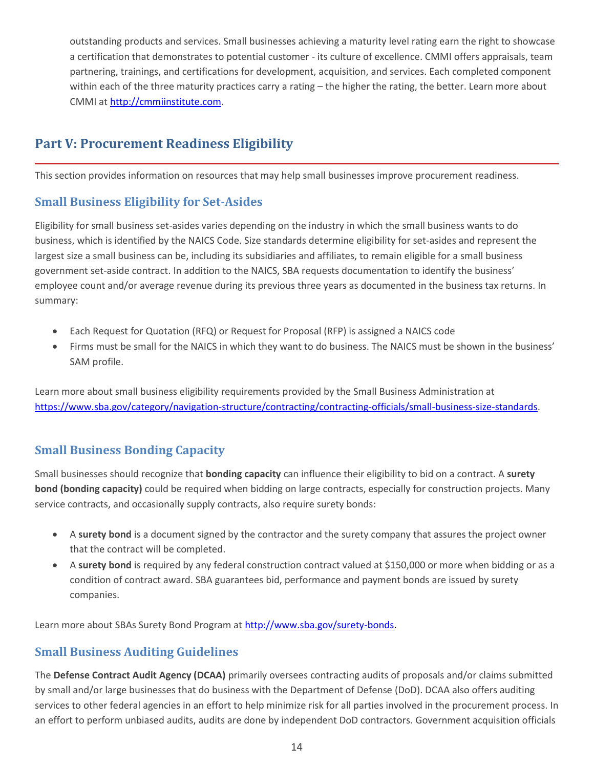outstanding products and services. Small businesses achieving a maturity level rating earn the right to showcase a certification that demonstrates to potential customer - its culture of excellence. CMMI offers appraisals, team partnering, trainings, and certifications for development, acquisition, and services. Each completed component within each of the three maturity practices carry a rating – the higher the rating, the better. Learn more about CMMI at http://cmmiinstitute.com.

## Part V: Procurement Readiness Eligibility

This section provides information on resources that may help small businesses improve procurement readiness.

### Small Business Eligibility for Set-Asides

Eligibility for small business set-asides varies depending on the industry in which the small business wants to do business, which is identified by the NAICS Code. Size standards determine eligibility for set-asides and represent the largest size a small business can be, including its subsidiaries and affiliates, to remain eligible for a small business government set-aside contract. In addition to the NAICS, SBA requests documentation to identify the business' employee count and/or average revenue during its previous three years as documented in the business tax returns. In summary:

- Each Request for Quotation (RFQ) or Request for Proposal (RFP) is assigned a NAICS code
- Firms must be small for the NAICS in which they want to do business. The NAICS must be shown in the business' SAM profile.

Learn more about small business eligibility requirements provided by the Small Business Administration at https://www.sba.gov/category/navigation-structure/contracting/contracting-officials/small-business-size-standards.

### Small Business Bonding Capacity

Small businesses should recognize that **bonding capacity** can influence their eligibility to bid on a contract. A **surety bond (bonding capacity)** could be required when bidding on large contracts, especially for construction projects. Many service contracts, and occasionally supply contracts, also require surety bonds:

- A **surety bond** is a document signed by the contractor and the surety company that assures the project owner that the contract will be completed.
- A **surety bond** is required by any federal construction contract valued at $150,000 or more when bidding or as a condition of contract award. SBA guarantees bid, performance and payment bonds are issued by surety companies.

Learn more about SBAs Surety Bond Program at http://www.sba.gov/surety-bonds.

### Small Business Auditing Guidelines

The **Defense Contract Audit Agency (DCAA)** primarily oversees contracting audits of proposals and/or claims submitted by small and/or large businesses that do business with the Department of Defense (DoD). DCAA also offers auditing services to other federal agencies in an effort to help minimize risk for all parties involved in the procurement process. In an effort to perform unbiased audits, audits are done by independent DoD contractors. Government acquisition officials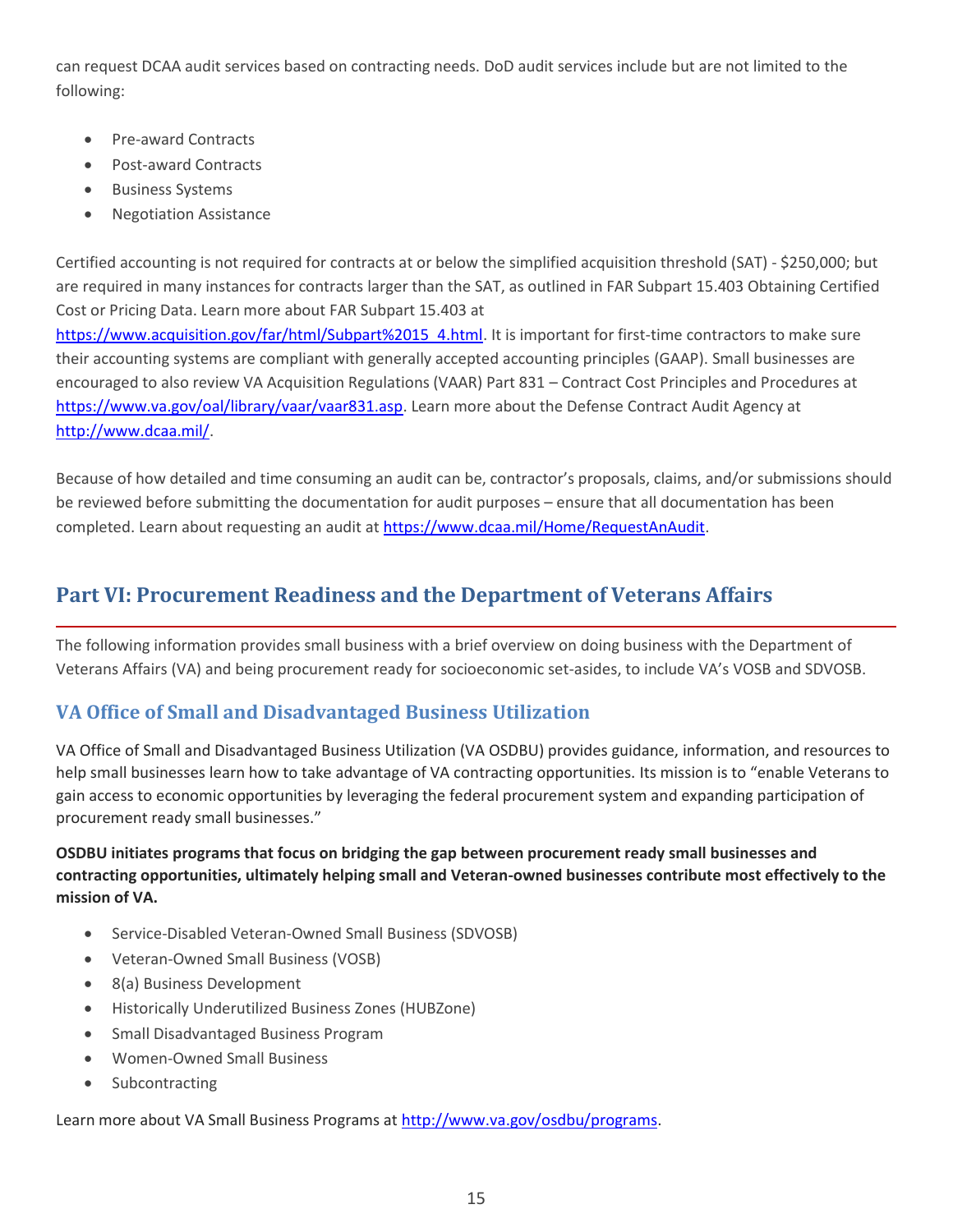can request DCAA audit services based on contracting needs. DoD audit services include but are not limited to the following:

- Pre-award Contracts
- Post-award Contracts
- Business Systems
- Negotiation Assistance

Certified accounting is not required for contracts at or below the simplified acquisition threshold (SAT) - $250,000; but are required in many instances for contracts larger than the SAT, as outlined in FAR Subpart 15.403 Obtaining Certified Cost or Pricing Data. Learn more about FAR Subpart 15.403 at https://www.acquisition.gov/far/html/Subpart%2015_4.html. It is important for first-time contractors to make sure their accounting systems are compliant with generally accepted accounting principles (GAAP). Small businesses are encouraged to also review VA Acquisition Regulations (VAAR) Part 831 – Contract Cost Principles and Procedures at https://www.va.gov/oal/library/vaar/vaar831.asp. Learn more about the Defense Contract Audit Agency at http://www.dcaa.mil/.

Because of how detailed and time consuming an audit can be, contractor's proposals, claims, and/or submissions should be reviewed before submitting the documentation for audit purposes – ensure that all documentation has been completed. Learn about requesting an audit at https://www.dcaa.mil/Home/RequestAnAudit.

# Part VI: Procurement Readiness and the Department of Veterans Affairs

The following information provides small business with a brief overview on doing business with the Department of Veterans Affairs (VA) and being procurement ready for socioeconomic set-asides, to include VA's VOSB and SDVOSB.

## VA Office of Small and Disadvantaged Business Utilization

VA Office of Small and Disadvantaged Business Utilization (VA OSDBU) provides guidance, information, and resources to help small businesses learn how to take advantage of VA contracting opportunities. Its mission is to "enable Veterans to gain access to economic opportunities by leveraging the federal procurement system and expanding participation of procurement ready small businesses."

**OSDBU initiates programs that focus on bridging the gap between procurement ready small businesses and contracting opportunities, ultimately helping small and Veteran-owned businesses contribute most effectively to the mission of VA.**

- Service-Disabled Veteran-Owned Small Business (SDVOSB)
- Veteran-Owned Small Business (VOSB)
- 8(a) Business Development
- Historically Underutilized Business Zones (HUBZone)
- Small Disadvantaged Business Program
- Women-Owned Small Business
- Subcontracting

Learn more about VA Small Business Programs at http://www.va.gov/osdbu/programs.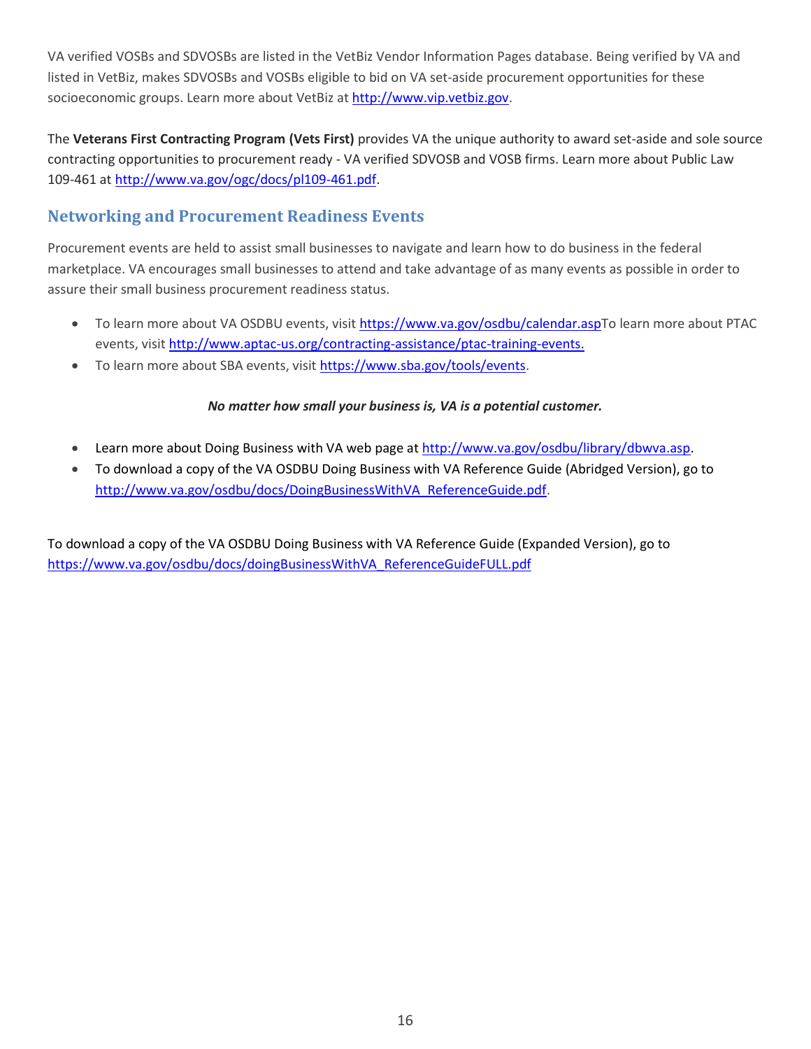VA verified VOSBs and SDVOSBs are listed in the VetBiz Vendor Information Pages database. Being verified by VA and listed in VetBiz, makes SDVOSBs and VOSBs eligible to bid on VA set-aside procurement opportunities for these socioeconomic groups. Learn more about VetBiz at http://www.vip.vetbiz.gov.

The **Veterans First Contracting Program (Vets First)** provides VA the unique authority to award set-aside and sole source contracting opportunities to procurement ready - VA verified SDVOSB and VOSB firms. Learn more about Public Law 109-461 at http://www.va.gov/ogc/docs/pl109-461.pdf.

## Networking and Procurement Readiness Events

Procurement events are held to assist small businesses to navigate and learn how to do business in the federal marketplace. VA encourages small businesses to attend and take advantage of as many events as possible in order to assure their small business procurement readiness status.

- To learn more about VA OSDBU events, visit https://www.va.gov/osdbu/calendar.aspTo learn more about PTAC events, visit http://www.aptac-us.org/contracting-assistance/ptac-training-events.
- To learn more about SBA events, visit https://www.sba.gov/tools/events.

***No matter how small your business is, VA is a potential customer.***

- Learn more about Doing Business with VA web page at http://www.va.gov/osdbu/library/dbwva.asp.
- To download a copy of the VA OSDBU Doing Business with VA Reference Guide (Abridged Version), go to http://www.va.gov/osdbu/docs/DoingBusinessWithVA_ReferenceGuide.pdf.

To download a copy of the VA OSDBU Doing Business with VA Reference Guide (Expanded Version), go to https://www.va.gov/osdbu/docs/doingBusinessWithVA_ReferenceGuideFULL.pdf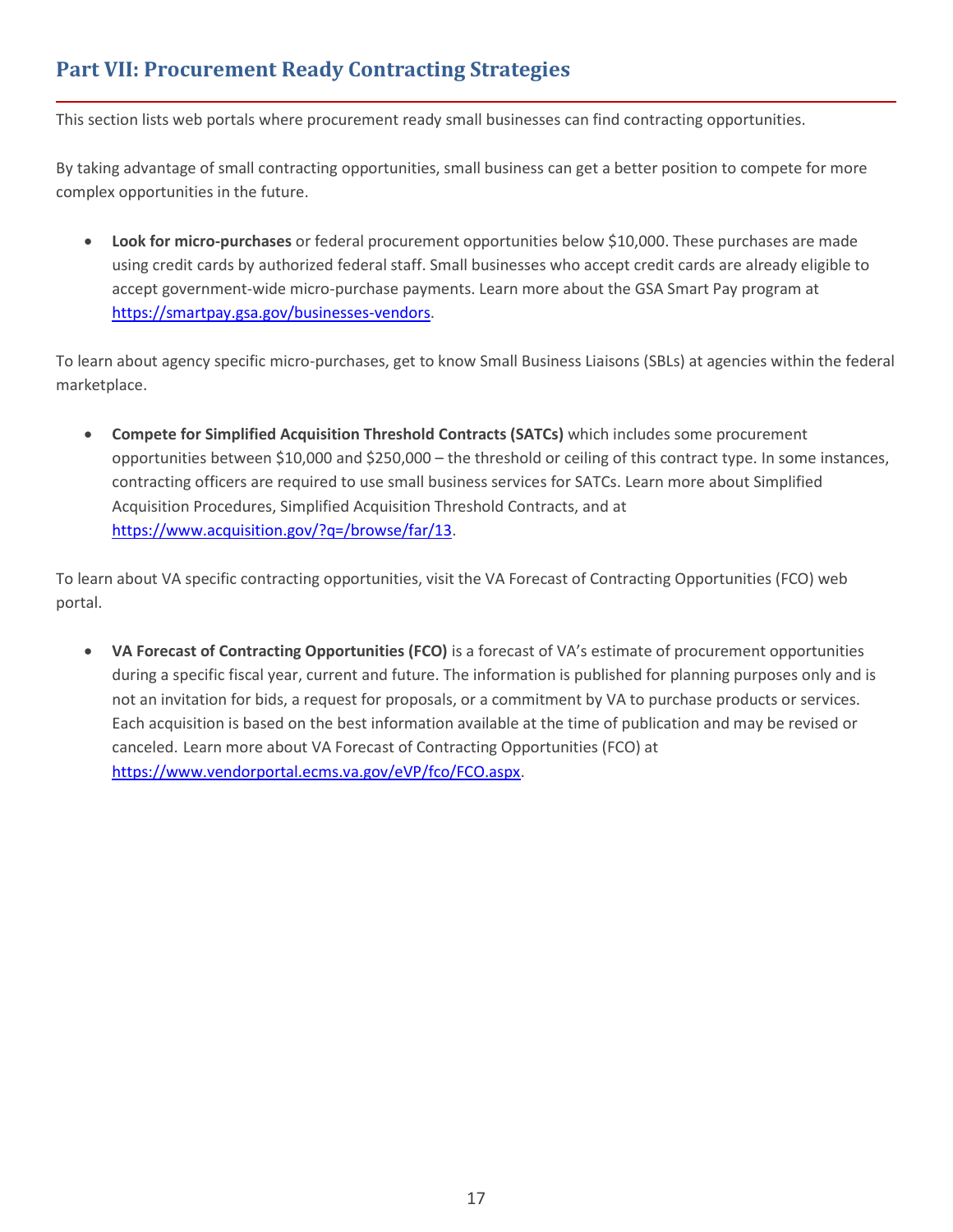## Part VII: Procurement Ready Contracting Strategies

This section lists web portals where procurement ready small businesses can find contracting opportunities.

By taking advantage of small contracting opportunities, small business can get a better position to compete for more complex opportunities in the future.

- **Look for micro-purchases** or federal procurement opportunities below $10,000. These purchases are made using credit cards by authorized federal staff. Small businesses who accept credit cards are already eligible to accept government-wide micro-purchase payments. Learn more about the GSA Smart Pay program at https://smartpay.gsa.gov/businesses-vendors.

To learn about agency specific micro-purchases, get to know Small Business Liaisons (SBLs) at agencies within the federal marketplace.

- **Compete for Simplified Acquisition Threshold Contracts (SATCs)** which includes some procurement opportunities between $10,000 and $250,000 – the threshold or ceiling of this contract type. In some instances, contracting officers are required to use small business services for SATCs. Learn more about Simplified Acquisition Procedures, Simplified Acquisition Threshold Contracts, and at https://www.acquisition.gov/?q=/browse/far/13.

To learn about VA specific contracting opportunities, visit the VA Forecast of Contracting Opportunities (FCO) web portal.

- **VA Forecast of Contracting Opportunities (FCO)** is a forecast of VA's estimate of procurement opportunities during a specific fiscal year, current and future. The information is published for planning purposes only and is not an invitation for bids, a request for proposals, or a commitment by VA to purchase products or services. Each acquisition is based on the best information available at the time of publication and may be revised or canceled. Learn more about VA Forecast of Contracting Opportunities (FCO) at https://www.vendorportal.ecms.va.gov/eVP/fco/FCO.aspx.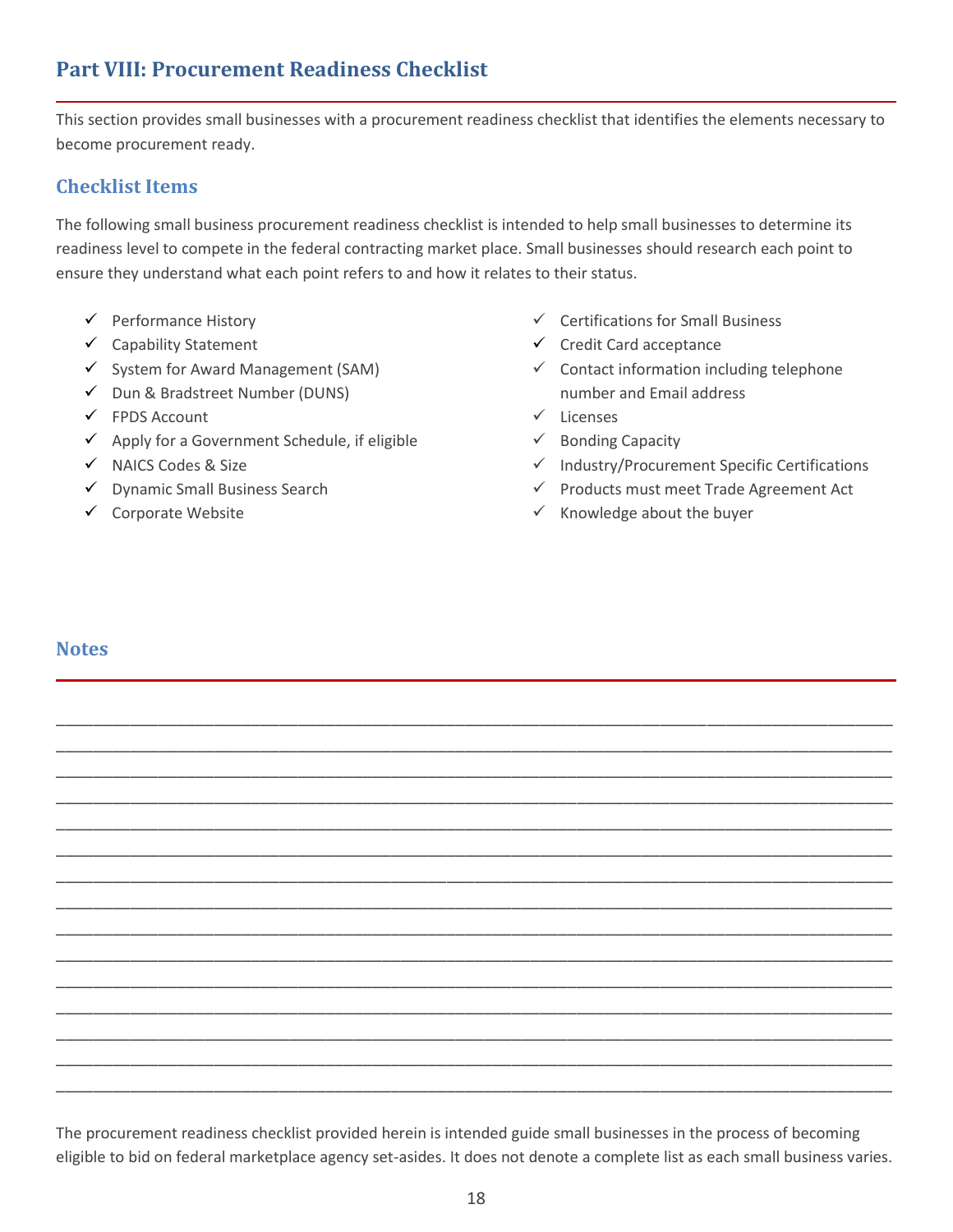## Part VIII: Procurement Readiness Checklist

This section provides small businesses with a procurement readiness checklist that identifies the elements necessary to become procurement ready.

### Checklist Items

The following small business procurement readiness checklist is intended to help small businesses to determine its readiness level to compete in the federal contracting market place. Small businesses should research each point to ensure they understand what each point refers to and how it relates to their status.

- ✓ Performance History
- ✓ Capability Statement
- ✓ System for Award Management (SAM)
- ✓ Dun & Bradstreet Number (DUNS)
- ✓ FPDS Account
- ✓ Apply for a Government Schedule, if eligible
- ✓ NAICS Codes & Size
- ✓ Dynamic Small Business Search
- ✓ Corporate Website
- ✓ Certifications for Small Business
- ✓ Credit Card acceptance
- ✓ Contact information including telephone number and Email address
- ✓ Licenses
- ✓ Bonding Capacity
- ✓ Industry/Procurement Specific Certifications
- ✓ Products must meet Trade Agreement Act
- ✓ Knowledge about the buyer

### Notes

______________________________________________________________________________________________
______________________________________________________________________________________________
______________________________________________________________________________________________
______________________________________________________________________________________________
______________________________________________________________________________________________
______________________________________________________________________________________________
______________________________________________________________________________________________
______________________________________________________________________________________________
______________________________________________________________________________________________
______________________________________________________________________________________________
______________________________________________________________________________________________
______________________________________________________________________________________________
______________________________________________________________________________________________
______________________________________________________________________________________________
______________________________________________________________________________________________

The procurement readiness checklist provided herein is intended guide small businesses in the process of becoming eligible to bid on federal marketplace agency set-asides. It does not denote a complete list as each small business varies.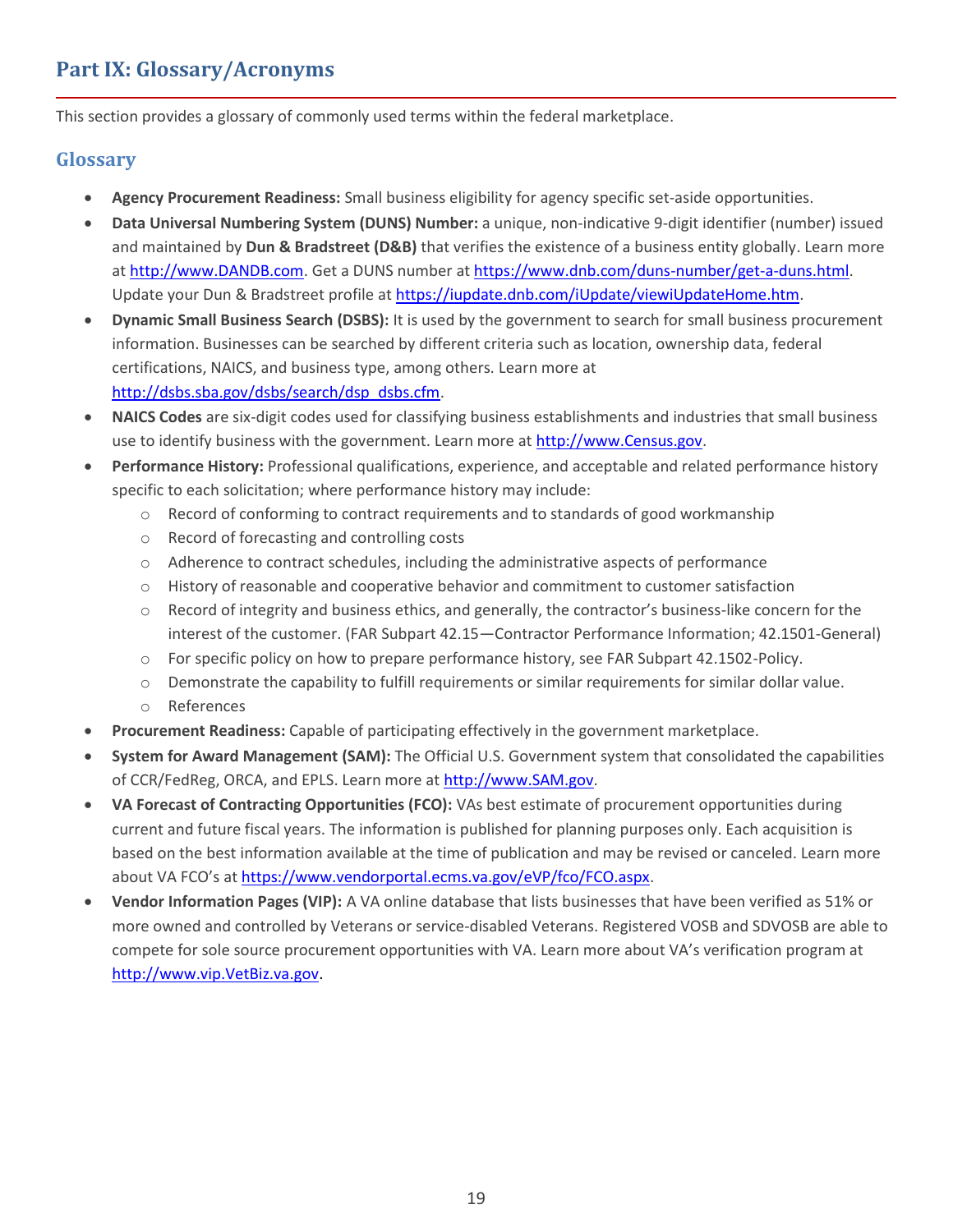# Part IX: Glossary/Acronyms

This section provides a glossary of commonly used terms within the federal marketplace.

## Glossary

- **Agency Procurement Readiness:** Small business eligibility for agency specific set-aside opportunities.
- **Data Universal Numbering System (DUNS) Number:** a unique, non-indicative 9-digit identifier (number) issued and maintained by **Dun & Bradstreet (D&B)** that verifies the existence of a business entity globally. Learn more at http://www.DANDB.com. Get a DUNS number at https://www.dnb.com/duns-number/get-a-duns.html. Update your Dun & Bradstreet profile at https://iupdate.dnb.com/iUpdate/viewiUpdateHome.htm.
- **Dynamic Small Business Search (DSBS):** It is used by the government to search for small business procurement information. Businesses can be searched by different criteria such as location, ownership data, federal certifications, NAICS, and business type, among others. Learn more at http://dsbs.sba.gov/dsbs/search/dsp_dsbs.cfm.
- **NAICS Codes** are six-digit codes used for classifying business establishments and industries that small business use to identify business with the government. Learn more at http://www.Census.gov.
- **Performance History:** Professional qualifications, experience, and acceptable and related performance history specific to each solicitation; where performance history may include:
  - Record of conforming to contract requirements and to standards of good workmanship
  - Record of forecasting and controlling costs
  - Adherence to contract schedules, including the administrative aspects of performance
  - History of reasonable and cooperative behavior and commitment to customer satisfaction
  - Record of integrity and business ethics, and generally, the contractor's business-like concern for the interest of the customer. (FAR Subpart 42.15—Contractor Performance Information; 42.1501-General)
  - For specific policy on how to prepare performance history, see FAR Subpart 42.1502-Policy.
  - Demonstrate the capability to fulfill requirements or similar requirements for similar dollar value.
  - References
- **Procurement Readiness:** Capable of participating effectively in the government marketplace.
- **System for Award Management (SAM):** The Official U.S. Government system that consolidated the capabilities of CCR/FedReg, ORCA, and EPLS. Learn more at http://www.SAM.gov.
- **VA Forecast of Contracting Opportunities (FCO):** VAs best estimate of procurement opportunities during current and future fiscal years. The information is published for planning purposes only. Each acquisition is based on the best information available at the time of publication and may be revised or canceled. Learn more about VA FCO's at https://www.vendorportal.ecms.va.gov/eVP/fco/FCO.aspx.
- **Vendor Information Pages (VIP):** A VA online database that lists businesses that have been verified as 51% or more owned and controlled by Veterans or service-disabled Veterans. Registered VOSB and SDVOSB are able to compete for sole source procurement opportunities with VA. Learn more about VA's verification program at http://www.vip.VetBiz.va.gov.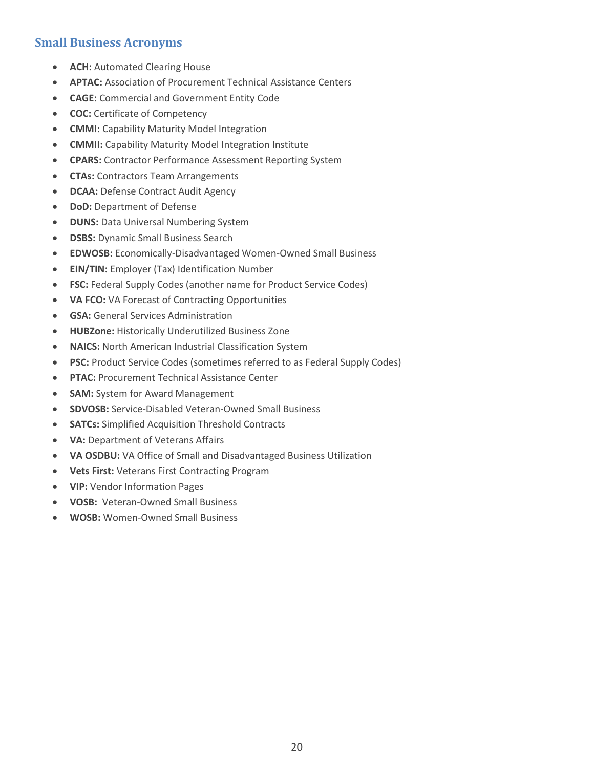## Small Business Acronyms

- **ACH:** Automated Clearing House
- **APTAC:** Association of Procurement Technical Assistance Centers
- **CAGE:** Commercial and Government Entity Code
- **COC:** Certificate of Competency
- **CMMI:** Capability Maturity Model Integration
- **CMMII:** Capability Maturity Model Integration Institute
- **CPARS:** Contractor Performance Assessment Reporting System
- **CTAs:** Contractors Team Arrangements
- **DCAA:** Defense Contract Audit Agency
- **DoD:** Department of Defense
- **DUNS:** Data Universal Numbering System
- **DSBS:** Dynamic Small Business Search
- **EDWOSB:** Economically-Disadvantaged Women-Owned Small Business
- **EIN/TIN:** Employer (Tax) Identification Number
- **FSC:** Federal Supply Codes (another name for Product Service Codes)
- **VA FCO:** VA Forecast of Contracting Opportunities
- **GSA:** General Services Administration
- **HUBZone:** Historically Underutilized Business Zone
- **NAICS:** North American Industrial Classification System
- **PSC:** Product Service Codes (sometimes referred to as Federal Supply Codes)
- **PTAC:** Procurement Technical Assistance Center
- **SAM:** System for Award Management
- **SDVOSB:** Service-Disabled Veteran-Owned Small Business
- **SATCs:** Simplified Acquisition Threshold Contracts
- **VA:** Department of Veterans Affairs
- **VA OSDBU:** VA Office of Small and Disadvantaged Business Utilization
- **Vets First:** Veterans First Contracting Program
- **VIP:** Vendor Information Pages
- **VOSB:** Veteran-Owned Small Business
- **WOSB:** Women-Owned Small Business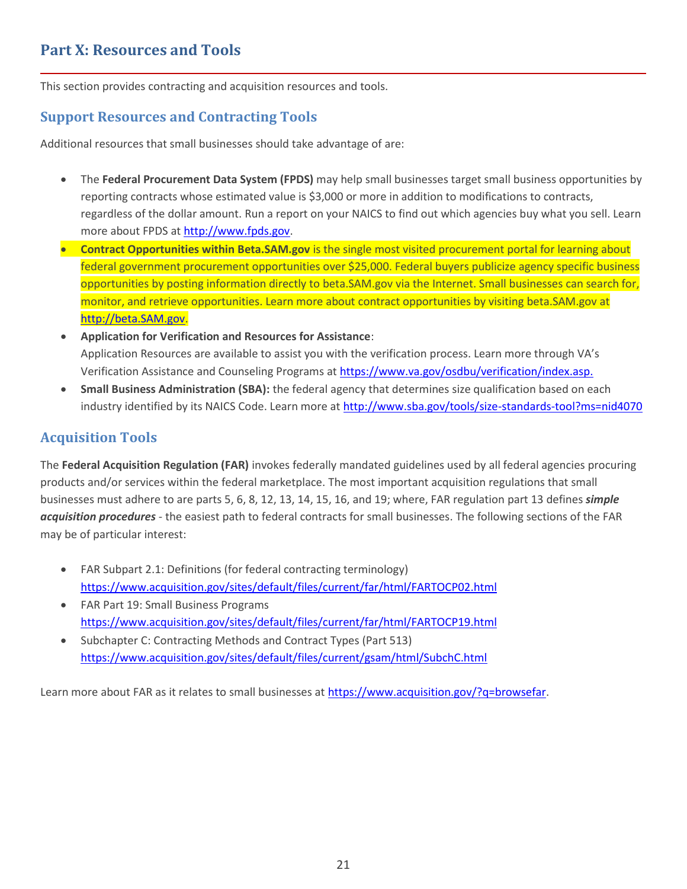# Part X: Resources and Tools

This section provides contracting and acquisition resources and tools.

## Support Resources and Contracting Tools

Additional resources that small businesses should take advantage of are:

- The **Federal Procurement Data System (FPDS)** may help small businesses target small business opportunities by reporting contracts whose estimated value is $3,000 or more in addition to modifications to contracts, regardless of the dollar amount. Run a report on your NAICS to find out which agencies buy what you sell. Learn more about FPDS at http://www.fpds.gov.
- **Contract Opportunities within Beta.SAM.gov** is the single most visited procurement portal for learning about federal government procurement opportunities over $25,000. Federal buyers publicize agency specific business opportunities by posting information directly to beta.SAM.gov via the Internet. Small businesses can search for, monitor, and retrieve opportunities. Learn more about contract opportunities by visiting beta.SAM.gov at http://beta.SAM.gov.
- **Application for Verification and Resources for Assistance**:
  Application Resources are available to assist you with the verification process. Learn more through VA's Verification Assistance and Counseling Programs at https://www.va.gov/osdbu/verification/index.asp.
- **Small Business Administration (SBA):** the federal agency that determines size qualification based on each industry identified by its NAICS Code. Learn more at http://www.sba.gov/tools/size-standards-tool?ms=nid4070

## Acquisition Tools

The **Federal Acquisition Regulation (FAR)** invokes federally mandated guidelines used by all federal agencies procuring products and/or services within the federal marketplace. The most important acquisition regulations that small businesses must adhere to are parts 5, 6, 8, 12, 13, 14, 15, 16, and 19; where, FAR regulation part 13 defines ***simple acquisition procedures*** - the easiest path to federal contracts for small businesses. The following sections of the FAR may be of particular interest:

- FAR Subpart 2.1: Definitions (for federal contracting terminology)
  https://www.acquisition.gov/sites/default/files/current/far/html/FARTOCP02.html
- FAR Part 19: Small Business Programs
  https://www.acquisition.gov/sites/default/files/current/far/html/FARTOCP19.html
- Subchapter C: Contracting Methods and Contract Types (Part 513)
  https://www.acquisition.gov/sites/default/files/current/gsam/html/SubchC.html

Learn more about FAR as it relates to small businesses at https://www.acquisition.gov/?q=browsefar.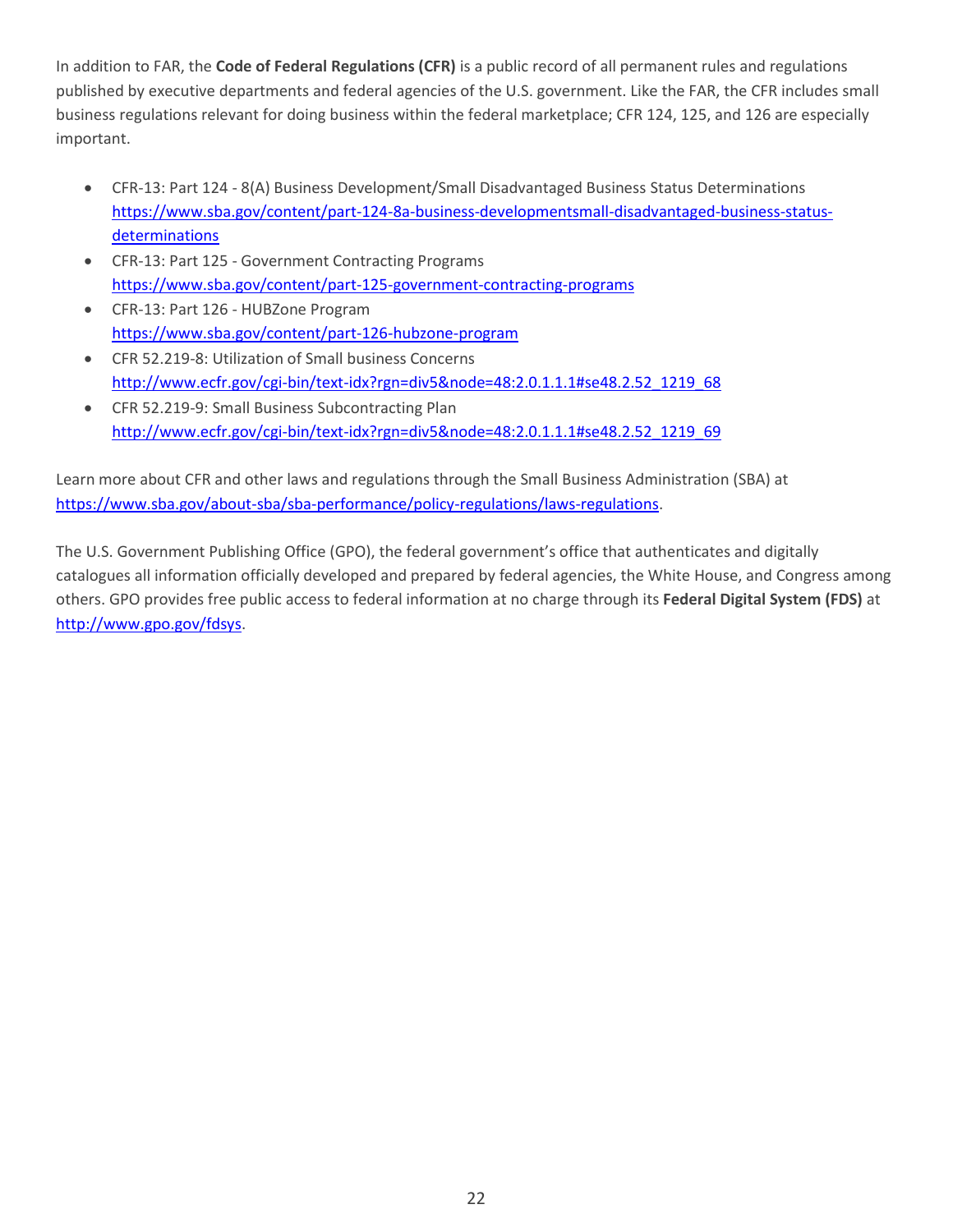In addition to FAR, the **Code of Federal Regulations (CFR)** is a public record of all permanent rules and regulations published by executive departments and federal agencies of the U.S. government. Like the FAR, the CFR includes small business regulations relevant for doing business within the federal marketplace; CFR 124, 125, and 126 are especially important.

- CFR-13: Part 124 - 8(A) Business Development/Small Disadvantaged Business Status Determinations https://www.sba.gov/content/part-124-8a-business-developmentsmall-disadvantaged-business-status-determinations
- CFR-13: Part 125 - Government Contracting Programs https://www.sba.gov/content/part-125-government-contracting-programs
- CFR-13: Part 126 - HUBZone Program https://www.sba.gov/content/part-126-hubzone-program
- CFR 52.219-8: Utilization of Small business Concerns http://www.ecfr.gov/cgi-bin/text-idx?rgn=div5&node=48:2.0.1.1.1#se48.2.52_1219_68
- CFR 52.219-9: Small Business Subcontracting Plan http://www.ecfr.gov/cgi-bin/text-idx?rgn=div5&node=48:2.0.1.1.1#se48.2.52_1219_69

Learn more about CFR and other laws and regulations through the Small Business Administration (SBA) at https://www.sba.gov/about-sba/sba-performance/policy-regulations/laws-regulations.

The U.S. Government Publishing Office (GPO), the federal government's office that authenticates and digitally catalogues all information officially developed and prepared by federal agencies, the White House, and Congress among others. GPO provides free public access to federal information at no charge through its **Federal Digital System (FDS)** at http://www.gpo.gov/fdsys.